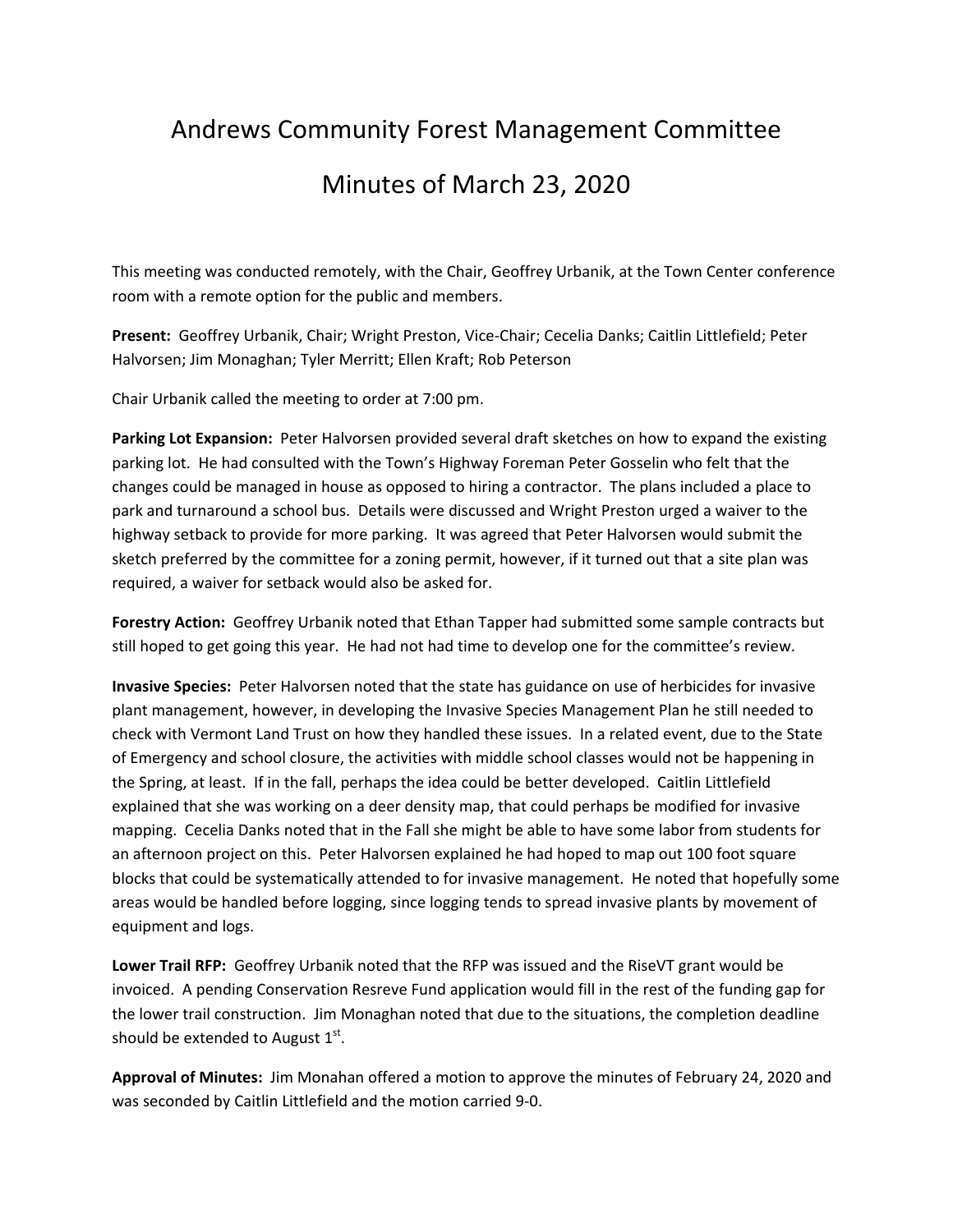# Andrews Community Forest Management Committee

# Minutes of March 23, 2020

This meeting was conducted remotely, with the Chair, Geoffrey Urbanik, at the Town Center conference room with a remote option for the public and members.

**Present:** Geoffrey Urbanik, Chair; Wright Preston, Vice-Chair; Cecelia Danks; Caitlin Littlefield; Peter Halvorsen; Jim Monaghan; Tyler Merritt; Ellen Kraft; Rob Peterson

Chair Urbanik called the meeting to order at 7:00 pm.

**Parking Lot Expansion:** Peter Halvorsen provided several draft sketches on how to expand the existing parking lot. He had consulted with the Town's Highway Foreman Peter Gosselin who felt that the changes could be managed in house as opposed to hiring a contractor. The plans included a place to park and turnaround a school bus. Details were discussed and Wright Preston urged a waiver to the highway setback to provide for more parking. It was agreed that Peter Halvorsen would submit the sketch preferred by the committee for a zoning permit, however, if it turned out that a site plan was required, a waiver for setback would also be asked for.

**Forestry Action:** Geoffrey Urbanik noted that Ethan Tapper had submitted some sample contracts but still hoped to get going this year. He had not had time to develop one for the committee's review.

**Invasive Species:** Peter Halvorsen noted that the state has guidance on use of herbicides for invasive plant management, however, in developing the Invasive Species Management Plan he still needed to check with Vermont Land Trust on how they handled these issues. In a related event, due to the State of Emergency and school closure, the activities with middle school classes would not be happening in the Spring, at least. If in the fall, perhaps the idea could be better developed. Caitlin Littlefield explained that she was working on a deer density map, that could perhaps be modified for invasive mapping. Cecelia Danks noted that in the Fall she might be able to have some labor from students for an afternoon project on this. Peter Halvorsen explained he had hoped to map out 100 foot square blocks that could be systematically attended to for invasive management. He noted that hopefully some areas would be handled before logging, since logging tends to spread invasive plants by movement of equipment and logs.

**Lower Trail RFP:** Geoffrey Urbanik noted that the RFP was issued and the RiseVT grant would be invoiced. A pending Conservation Resreve Fund application would fill in the rest of the funding gap for the lower trail construction. Jim Monaghan noted that due to the situations, the completion deadline should be extended to August 1st.

**Approval of Minutes:** Jim Monahan offered a motion to approve the minutes of February 24, 2020 and was seconded by Caitlin Littlefield and the motion carried 9-0.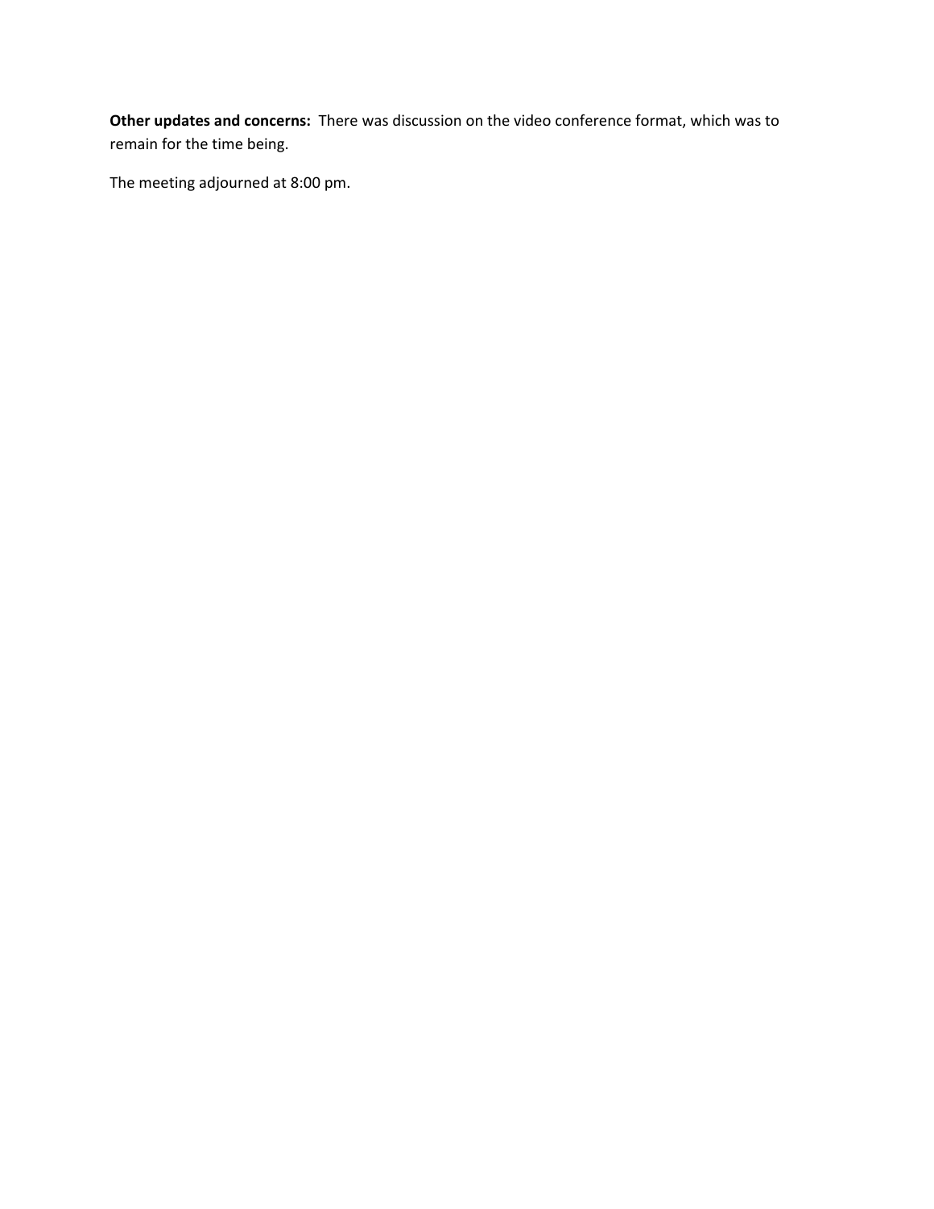**Other updates and concerns:** There was discussion on the video conference format, which was to remain for the time being.

The meeting adjourned at 8:00 pm.